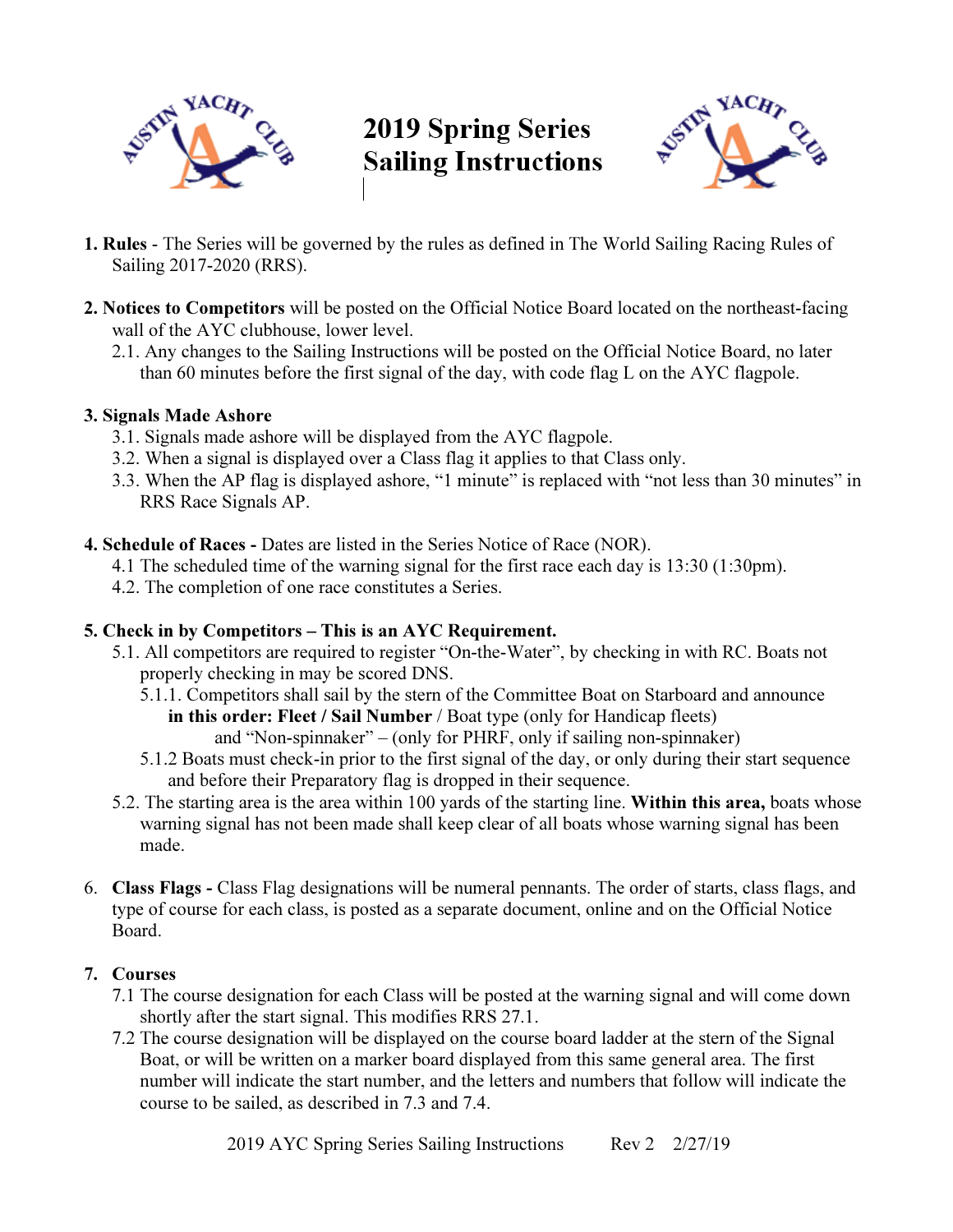# 2019 Spring Series Sailing Instructions

**1. Rules** - The Series will be governed by the rules as defined in The World Sailing Racing Rules of Sailing 2017-2020 (RRS).

**2. Notices to Competitors** will be posted on the Official Notice Board located on the northeast-facing wall of the AYC clubhouse, lower level.

2.1. Any changes to the Sailing Instructions will be posted on the Official Notice Board, no later than 60 minutes before the first signal of the day, with code flag L on the AYC flagpole.

**3. Signals Made Ashore**

3.1. Signals made ashore will be displayed from the AYC flagpole.

3.2. When a signal is displayed over a Class flag it applies to that Class only.

3.3. When the AP flag is displayed ashore, "1 minute" is replaced with "not less than 30 minutes" in RRS Race Signals AP.

**4. Schedule of Races -** Dates are listed in the Series Notice of Race (NOR).

4.1 The scheduled time of the warning signal for the first race each day is 13:30 (1:30pm).

4.2. The completion of one race constitutes a Series.

**5. Check in by Competitors – This is an AYC Requirement.**

5.1. All competitors are required to register "On-the-Water", by checking in with RC. Boats not properly checking in may be scored DNS.

5.1.1. Competitors shall sail by the stern of the Committee Boat on Starboard and announce **in this order: Fleet / Sail Number** / Boat type (only for Handicap fleets) and "Non-spinnaker" – (only for PHRF, only if sailing non-spinnaker)

5.1.2 Boats must check-in prior to the first signal of the day, or only during their start sequence and before their Preparatory flag is dropped in their sequence.

5.2. The starting area is the area within 100 yards of the starting line. **Within this area,** boats whose warning signal has not been made shall keep clear of all boats whose warning signal has been made.

6. **Class Flags -** Class Flag designations will be numeral pennants. The order of starts, class flags, and type of course for each class, is posted as a separate document, online and on the Official Notice Board.

**7. Courses**

7.1 The course designation for each Class will be posted at the warning signal and will come down shortly after the start signal. This modifies RRS 27.1.

7.2 The course designation will be displayed on the course board ladder at the stern of the Signal Boat, or will be written on a marker board displayed from this same general area. The first number will indicate the start number, and the letters and numbers that follow will indicate the course to be sailed, as described in 7.3 and 7.4.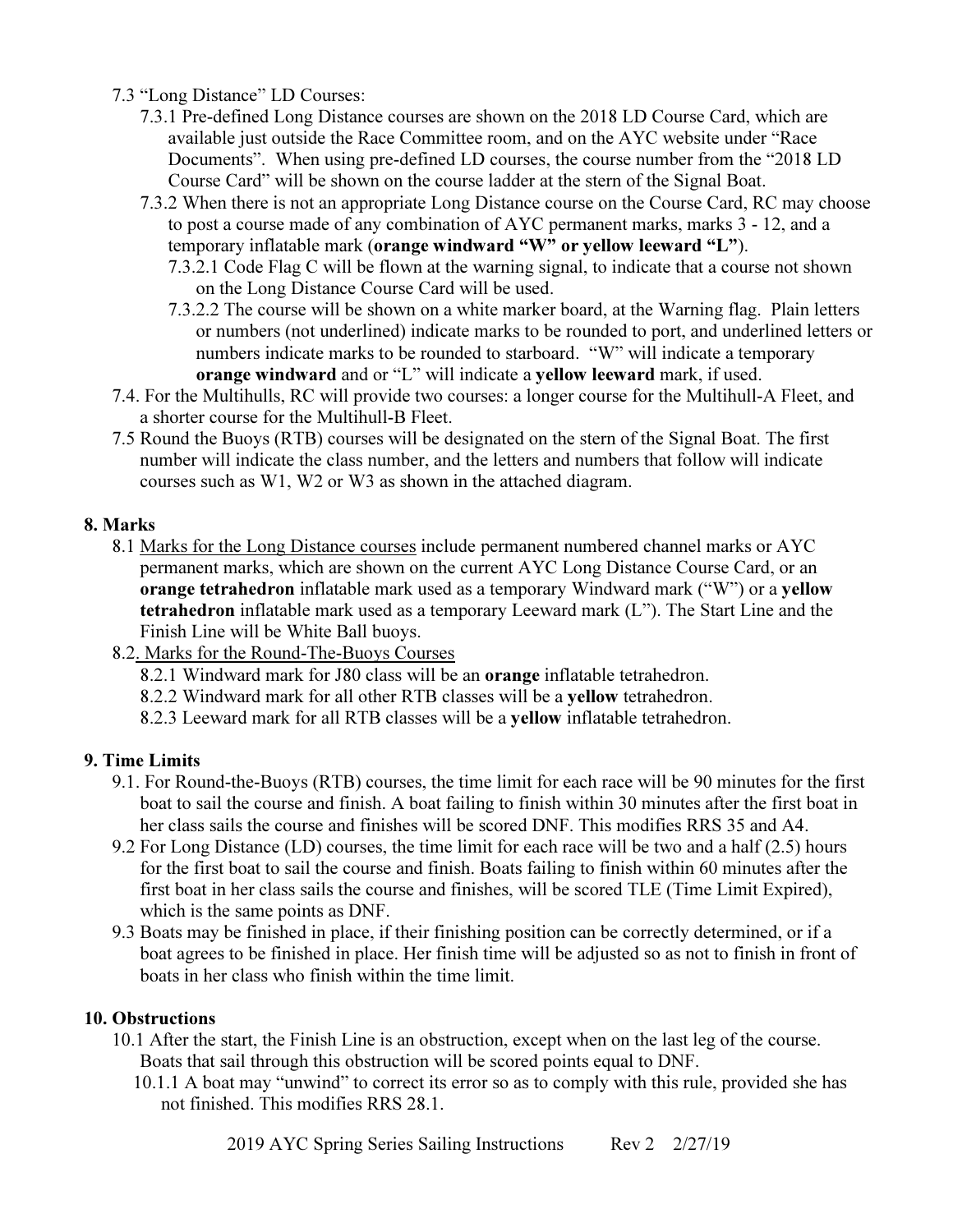7.3 "Long Distance" LD Courses:

7.3.1 Pre-defined Long Distance courses are shown on the 2018 LD Course Card, which are available just outside the Race Committee room, and on the AYC website under "Race Documents". When using pre-defined LD courses, the course number from the "2018 LD Course Card" will be shown on the course ladder at the stern of the Signal Boat.

7.3.2 When there is not an appropriate Long Distance course on the Course Card, RC may choose to post a course made of any combination of AYC permanent marks, marks 3 - 12, and a temporary inflatable mark (**orange windward "W" or yellow leeward "L"**).

7.3.2.1 Code Flag C will be flown at the warning signal, to indicate that a course not shown on the Long Distance Course Card will be used.

7.3.2.2 The course will be shown on a white marker board, at the Warning flag. Plain letters or numbers (not underlined) indicate marks to be rounded to port, and underlined letters or numbers indicate marks to be rounded to starboard. "W" will indicate a temporary **orange windward** and or "L" will indicate a **yellow leeward** mark, if used.

7.4. For the Multihulls, RC will provide two courses: a longer course for the Multihull-A Fleet, and a shorter course for the Multihull-B Fleet.

7.5 Round the Buoys (RTB) courses will be designated on the stern of the Signal Boat. The first number will indicate the class number, and the letters and numbers that follow will indicate courses such as W1, W2 or W3 as shown in the attached diagram.

## 8. Marks

8.1 <u>Marks for the Long Distance courses</u> include permanent numbered channel marks or AYC permanent marks, which are shown on the current AYC Long Distance Course Card, or an **orange tetrahedron** inflatable mark used as a temporary Windward mark ("W") or a **yellow tetrahedron** inflatable mark used as a temporary Leeward mark (L"). The Start Line and the Finish Line will be White Ball buoys.

8.2<u>. Marks for the Round-The-Buoys Courses</u>

8.2.1 Windward mark for J80 class will be an **orange** inflatable tetrahedron.

8.2.2 Windward mark for all other RTB classes will be a **yellow** tetrahedron.

8.2.3 Leeward mark for all RTB classes will be a **yellow** inflatable tetrahedron.

## 9. Time Limits

9.1. For Round-the-Buoys (RTB) courses, the time limit for each race will be 90 minutes for the first boat to sail the course and finish. A boat failing to finish within 30 minutes after the first boat in her class sails the course and finishes will be scored DNF. This modifies RRS 35 and A4.

9.2 For Long Distance (LD) courses, the time limit for each race will be two and a half (2.5) hours for the first boat to sail the course and finish. Boats failing to finish within 60 minutes after the first boat in her class sails the course and finishes, will be scored TLE (Time Limit Expired), which is the same points as DNF.

9.3 Boats may be finished in place, if their finishing position can be correctly determined, or if a boat agrees to be finished in place. Her finish time will be adjusted so as not to finish in front of boats in her class who finish within the time limit.

## 10. Obstructions

10.1 After the start, the Finish Line is an obstruction, except when on the last leg of the course. Boats that sail through this obstruction will be scored points equal to DNF.

10.1.1 A boat may "unwind" to correct its error so as to comply with this rule, provided she has not finished. This modifies RRS 28.1.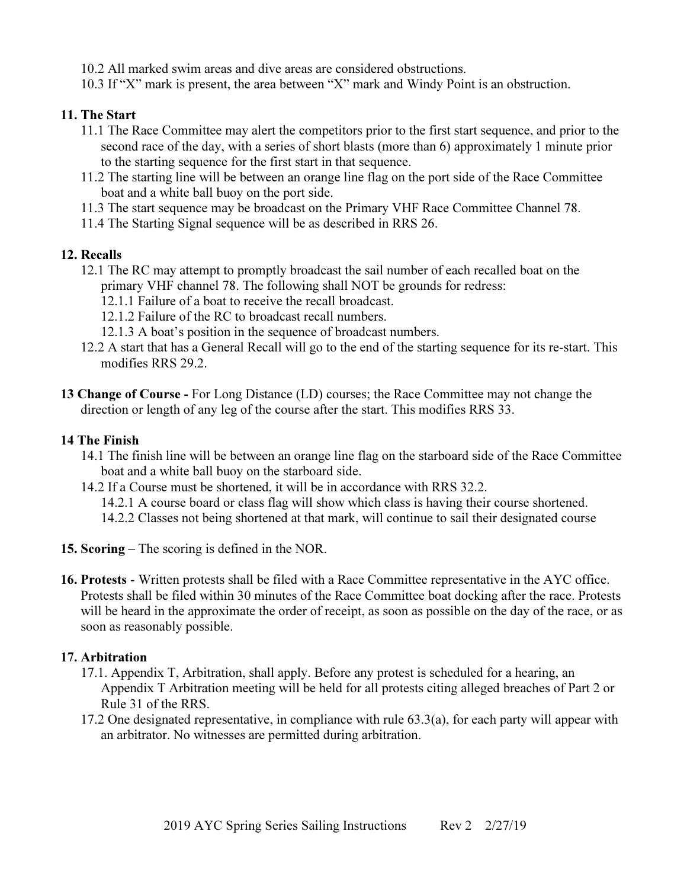10.2 All marked swim areas and dive areas are considered obstructions.
10.3 If "X" mark is present, the area between "X" mark and Windy Point is an obstruction.

**11. The Start**

11.1 The Race Committee may alert the competitors prior to the first start sequence, and prior to the second race of the day, with a series of short blasts (more than 6) approximately 1 minute prior to the starting sequence for the first start in that sequence.
11.2 The starting line will be between an orange line flag on the port side of the Race Committee boat and a white ball buoy on the port side.
11.3 The start sequence may be broadcast on the Primary VHF Race Committee Channel 78.
11.4 The Starting Signal sequence will be as described in RRS 26.

**12. Recalls**

12.1 The RC may attempt to promptly broadcast the sail number of each recalled boat on the primary VHF channel 78. The following shall NOT be grounds for redress:
12.1.1 Failure of a boat to receive the recall broadcast.
12.1.2 Failure of the RC to broadcast recall numbers.
12.1.3 A boat's position in the sequence of broadcast numbers.
12.2 A start that has a General Recall will go to the end of the starting sequence for its re-start. This modifies RRS 29.2.

**13 Change of Course -** For Long Distance (LD) courses; the Race Committee may not change the direction or length of any leg of the course after the start. This modifies RRS 33.

**14 The Finish**

14.1 The finish line will be between an orange line flag on the starboard side of the Race Committee boat and a white ball buoy on the starboard side.
14.2 If a Course must be shortened, it will be in accordance with RRS 32.2.
14.2.1 A course board or class flag will show which class is having their course shortened.
14.2.2 Classes not being shortened at that mark, will continue to sail their designated course

**15. Scoring** – The scoring is defined in the NOR.

**16. Protests** - Written protests shall be filed with a Race Committee representative in the AYC office. Protests shall be filed within 30 minutes of the Race Committee boat docking after the race. Protests will be heard in the approximate the order of receipt, as soon as possible on the day of the race, or as soon as reasonably possible.

**17. Arbitration**

17.1. Appendix T, Arbitration, shall apply. Before any protest is scheduled for a hearing, an Appendix T Arbitration meeting will be held for all protests citing alleged breaches of Part 2 or Rule 31 of the RRS.
17.2 One designated representative, in compliance with rule 63.3(a), for each party will appear with an arbitrator. No witnesses are permitted during arbitration.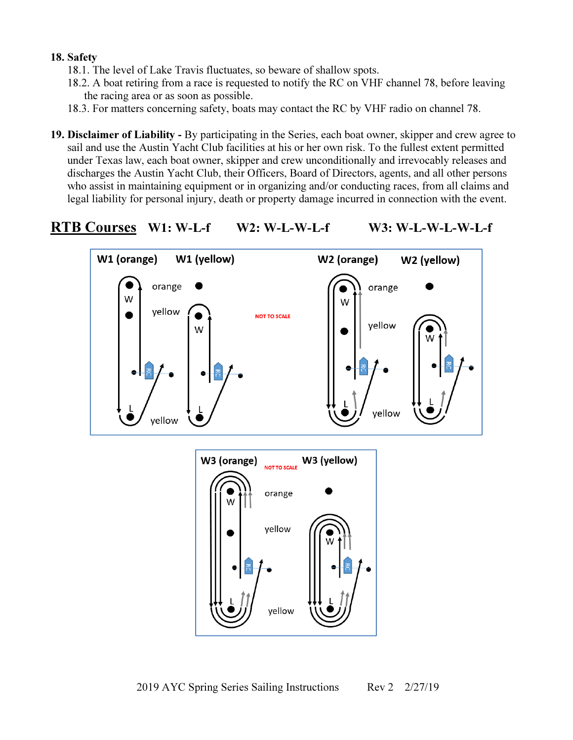**18. Safety**

18.1. The level of Lake Travis fluctuates, so beware of shallow spots.

18.2. A boat retiring from a race is requested to notify the RC on VHF channel 78, before leaving the racing area or as soon as possible.

18.3. For matters concerning safety, boats may contact the RC by VHF radio on channel 78.

**19. Disclaimer of Liability -** By participating in the Series, each boat owner, skipper and crew agree to sail and use the Austin Yacht Club facilities at his or her own risk. To the fullest extent permitted under Texas law, each boat owner, skipper and crew unconditionally and irrevocably releases and discharges the Austin Yacht Club, their Officers, Board of Directors, agents, and all other persons who assist in maintaining equipment or in organizing and/or conducting races, from all claims and legal liability for personal injury, death or property damage incurred in connection with the event.

## RTB Courses   W1: W-L-f   W2: W-L-W-L-f   W3: W-L-W-L-W-L-f

W1 (orange)
W1 (yellow)
W2 (orange)
W2 (yellow)
orange
yellow
W
L
RC
yellow
NOT TO SCALE

W3 (orange)
W3 (yellow)
NOT TO SCALE
orange
yellow
W
L
RC
yellow